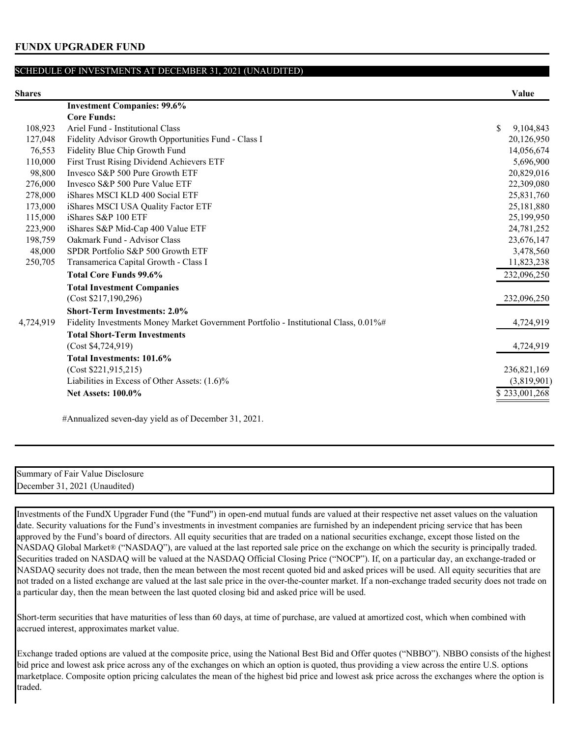# FUNDX UPGRADER FUND

## SCHEDULE OF INVESTMENTS AT DECEMBER 31, 2021 (UNAUDITED)

| Shares | | Value |
|---|---|---|
| | **Investment Companies: 99.6%** | |
| | **Core Funds:** | |
| 108,923 | Ariel Fund - Institutional Class | $ 9,104,843 |
| 127,048 | Fidelity Advisor Growth Opportunities Fund - Class I | 20,126,950 |
| 76,553 | Fidelity Blue Chip Growth Fund | 14,056,674 |
| 110,000 | First Trust Rising Dividend Achievers ETF | 5,696,900 |
| 98,800 | Invesco S&P 500 Pure Growth ETF | 20,829,016 |
| 276,000 | Invesco S&P 500 Pure Value ETF | 22,309,080 |
| 278,000 | iShares MSCI KLD 400 Social ETF | 25,831,760 |
| 173,000 | iShares MSCI USA Quality Factor ETF | 25,181,880 |
| 115,000 | iShares S&P 100 ETF | 25,199,950 |
| 223,900 | iShares S&P Mid-Cap 400 Value ETF | 24,781,252 |
| 198,759 | Oakmark Fund - Advisor Class | 23,676,147 |
| 48,000 | SPDR Portfolio S&P 500 Growth ETF | 3,478,560 |
| 250,705 | Transamerica Capital Growth - Class I | 11,823,238 |
| | **Total Core Funds 99.6%** | 232,096,250 |
| | **Total Investment Companies** | |
| | (Cost $217,190,296) | 232,096,250 |
| | **Short-Term Investments: 2.0%** | |
| 4,724,919 | Fidelity Investments Money Market Government Portfolio - Institutional Class, 0.01%# | 4,724,919 |
| | **Total Short-Term Investments** | |
| | (Cost $4,724,919) | 4,724,919 |
| | **Total Investments: 101.6%** | |
| | (Cost $221,915,215) | 236,821,169 |
| | Liabilities in Excess of Other Assets: (1.6)% | (3,819,901) |
| | **Net Assets: 100.0%** | $ 233,001,268 |

#Annualized seven-day yield as of December 31, 2021.

Summary of Fair Value Disclosure
December 31, 2021 (Unaudited)

Investments of the FundX Upgrader Fund (the "Fund") in open-end mutual funds are valued at their respective net asset values on the valuation date. Security valuations for the Fund's investments in investment companies are furnished by an independent pricing service that has been approved by the Fund's board of directors. All equity securities that are traded on a national securities exchange, except those listed on the NASDAQ Global Market® ("NASDAQ"), are valued at the last reported sale price on the exchange on which the security is principally traded. Securities traded on NASDAQ will be valued at the NASDAQ Official Closing Price ("NOCP"). If, on a particular day, an exchange-traded or NASDAQ security does not trade, then the mean between the most recent quoted bid and asked prices will be used. All equity securities that are not traded on a listed exchange are valued at the last sale price in the over-the-counter market. If a non-exchange traded security does not trade on a particular day, then the mean between the last quoted closing bid and asked price will be used.

Short-term securities that have maturities of less than 60 days, at time of purchase, are valued at amortized cost, which when combined with accrued interest, approximates market value.

Exchange traded options are valued at the composite price, using the National Best Bid and Offer quotes ("NBBO"). NBBO consists of the highest bid price and lowest ask price across any of the exchanges on which an option is quoted, thus providing a view across the entire U.S. options marketplace. Composite option pricing calculates the mean of the highest bid price and lowest ask price across the exchanges where the option is traded.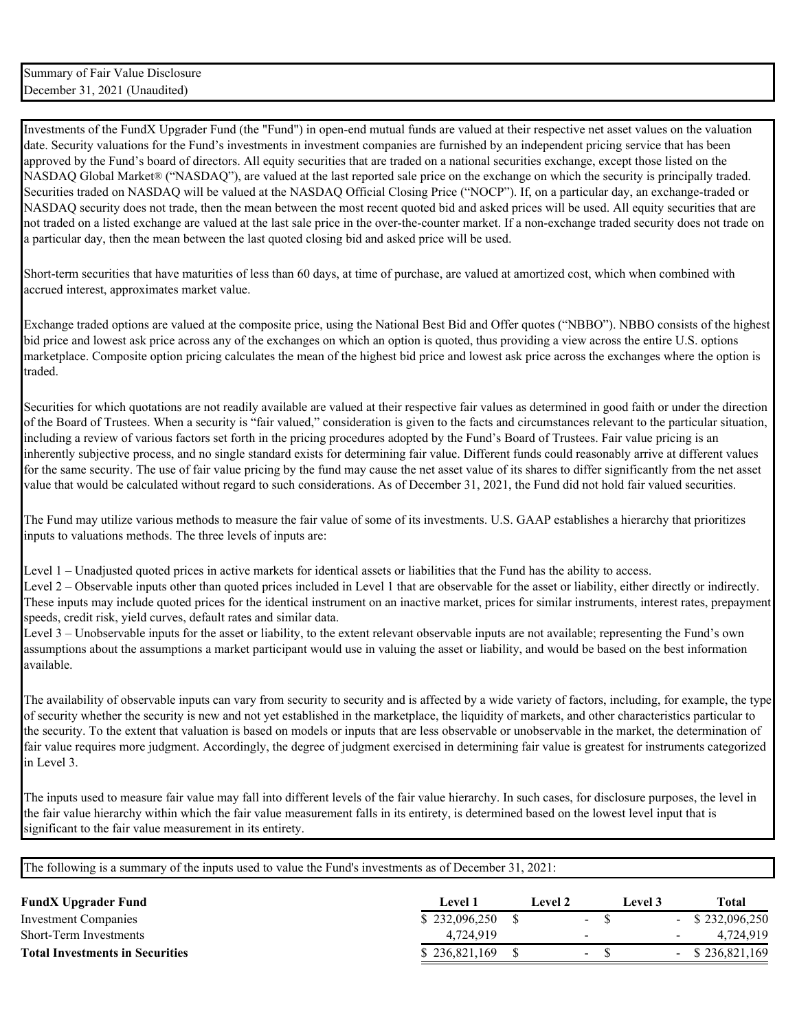Summary of Fair Value Disclosure
December 31, 2021 (Unaudited)

Investments of the FundX Upgrader Fund (the "Fund") in open-end mutual funds are valued at their respective net asset values on the valuation date. Security valuations for the Fund's investments in investment companies are furnished by an independent pricing service that has been approved by the Fund's board of directors. All equity securities that are traded on a national securities exchange, except those listed on the NASDAQ Global Market® ("NASDAQ"), are valued at the last reported sale price on the exchange on which the security is principally traded. Securities traded on NASDAQ will be valued at the NASDAQ Official Closing Price ("NOCP"). If, on a particular day, an exchange-traded or NASDAQ security does not trade, then the mean between the most recent quoted bid and asked prices will be used. All equity securities that are not traded on a listed exchange are valued at the last sale price in the over-the-counter market. If a non-exchange traded security does not trade on a particular day, then the mean between the last quoted closing bid and asked price will be used.

Short-term securities that have maturities of less than 60 days, at time of purchase, are valued at amortized cost, which when combined with accrued interest, approximates market value.

Exchange traded options are valued at the composite price, using the National Best Bid and Offer quotes ("NBBO"). NBBO consists of the highest bid price and lowest ask price across any of the exchanges on which an option is quoted, thus providing a view across the entire U.S. options marketplace. Composite option pricing calculates the mean of the highest bid price and lowest ask price across the exchanges where the option is traded.

Securities for which quotations are not readily available are valued at their respective fair values as determined in good faith or under the direction of the Board of Trustees. When a security is "fair valued," consideration is given to the facts and circumstances relevant to the particular situation, including a review of various factors set forth in the pricing procedures adopted by the Fund's Board of Trustees. Fair value pricing is an inherently subjective process, and no single standard exists for determining fair value. Different funds could reasonably arrive at different values for the same security. The use of fair value pricing by the fund may cause the net asset value of its shares to differ significantly from the net asset value that would be calculated without regard to such considerations. As of December 31, 2021, the Fund did not hold fair valued securities.

The Fund may utilize various methods to measure the fair value of some of its investments. U.S. GAAP establishes a hierarchy that prioritizes inputs to valuations methods. The three levels of inputs are:

Level 1 – Unadjusted quoted prices in active markets for identical assets or liabilities that the Fund has the ability to access.
Level 2 – Observable inputs other than quoted prices included in Level 1 that are observable for the asset or liability, either directly or indirectly. These inputs may include quoted prices for the identical instrument on an inactive market, prices for similar instruments, interest rates, prepayment speeds, credit risk, yield curves, default rates and similar data.
Level 3 – Unobservable inputs for the asset or liability, to the extent relevant observable inputs are not available; representing the Fund's own assumptions about the assumptions a market participant would use in valuing the asset or liability, and would be based on the best information available.

The availability of observable inputs can vary from security to security and is affected by a wide variety of factors, including, for example, the type of security whether the security is new and not yet established in the marketplace, the liquidity of markets, and other characteristics particular to the security. To the extent that valuation is based on models or inputs that are less observable or unobservable in the market, the determination of fair value requires more judgment. Accordingly, the degree of judgment exercised in determining fair value is greatest for instruments categorized in Level 3.

The inputs used to measure fair value may fall into different levels of the fair value hierarchy. In such cases, for disclosure purposes, the level in the fair value hierarchy within which the fair value measurement falls in its entirety, is determined based on the lowest level input that is significant to the fair value measurement in its entirety.

The following is a summary of the inputs used to value the Fund's investments as of December 31, 2021:

| **FundX Upgrader Fund** | **Level 1** | **Level 2** | **Level 3** | **Total** |
|---|---|---|---|---|
| Investment Companies | $ 232,096,250 | $ - | $ - | $ 232,096,250 |
| Short-Term Investments | 4,724,919 | - | - | 4,724,919 |
| **Total Investments in Securities** | $ 236,821,169 | $ - | $ - | $ 236,821,169 |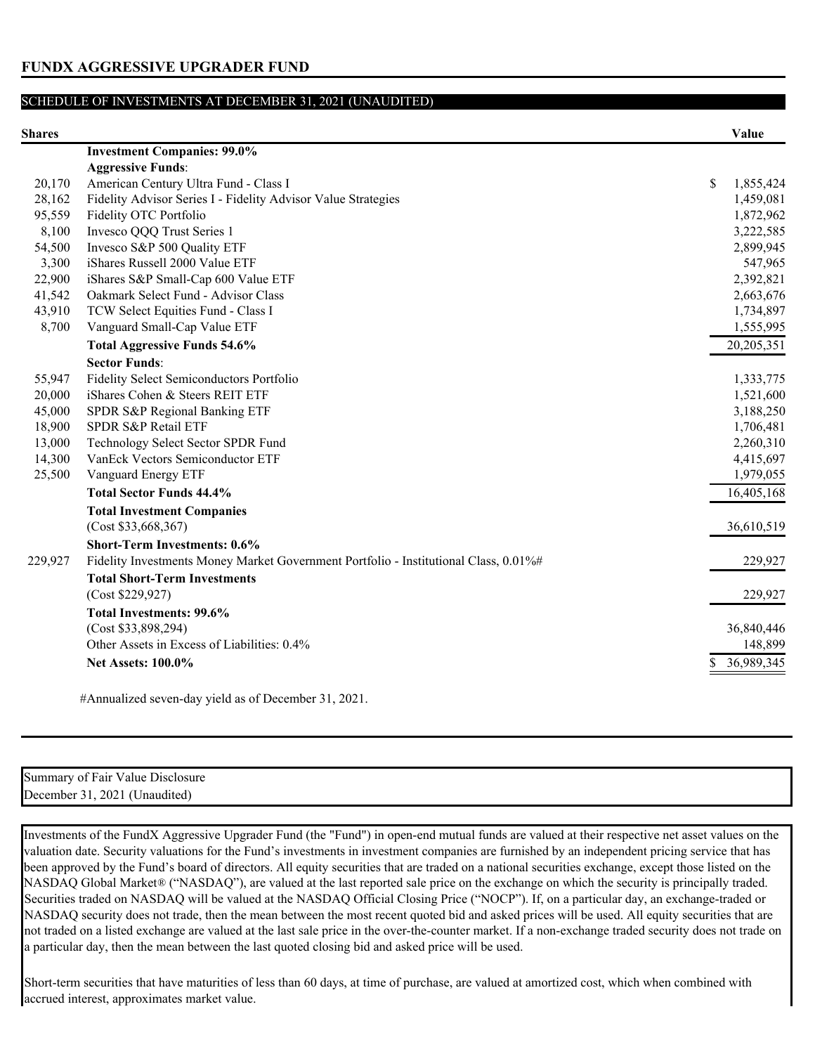## FUNDX AGGRESSIVE UPGRADER FUND

### SCHEDULE OF INVESTMENTS AT DECEMBER 31, 2021 (UNAUDITED)

| Shares | | Value |
|---|---|---|
| | **Investment Companies: 99.0%** | |
| | **Aggressive Funds**: | |
| 20,170 | American Century Ultra Fund - Class I | $ 1,855,424 |
| 28,162 | Fidelity Advisor Series I - Fidelity Advisor Value Strategies | 1,459,081 |
| 95,559 | Fidelity OTC Portfolio | 1,872,962 |
| 8,100 | Invesco QQQ Trust Series 1 | 3,222,585 |
| 54,500 | Invesco S&P 500 Quality ETF | 2,899,945 |
| 3,300 | iShares Russell 2000 Value ETF | 547,965 |
| 22,900 | iShares S&P Small-Cap 600 Value ETF | 2,392,821 |
| 41,542 | Oakmark Select Fund - Advisor Class | 2,663,676 |
| 43,910 | TCW Select Equities Fund - Class I | 1,734,897 |
| 8,700 | Vanguard Small-Cap Value ETF | 1,555,995 |
| | **Total Aggressive Funds 54.6%** | 20,205,351 |
| | **Sector Funds**: | |
| 55,947 | Fidelity Select Semiconductors Portfolio | 1,333,775 |
| 20,000 | iShares Cohen & Steers REIT ETF | 1,521,600 |
| 45,000 | SPDR S&P Regional Banking ETF | 3,188,250 |
| 18,900 | SPDR S&P Retail ETF | 1,706,481 |
| 13,000 | Technology Select Sector SPDR Fund | 2,260,310 |
| 14,300 | VanEck Vectors Semiconductor ETF | 4,415,697 |
| 25,500 | Vanguard Energy ETF | 1,979,055 |
| | **Total Sector Funds 44.4%** | 16,405,168 |
| | **Total Investment Companies** (Cost $33,668,367) | 36,610,519 |
| | **Short-Term Investments: 0.6%** | |
| 229,927 | Fidelity Investments Money Market Government Portfolio - Institutional Class, 0.01%# | 229,927 |
| | **Total Short-Term Investments** (Cost $229,927) | 229,927 |
| | **Total Investments: 99.6%** (Cost $33,898,294) | 36,840,446 |
| | Other Assets in Excess of Liabilities: 0.4% | 148,899 |
| | **Net Assets: 100.0%** | $ 36,989,345 |

#Annualized seven-day yield as of December 31, 2021.

Summary of Fair Value Disclosure
December 31, 2021 (Unaudited)

Investments of the FundX Aggressive Upgrader Fund (the "Fund") in open-end mutual funds are valued at their respective net asset values on the valuation date. Security valuations for the Fund's investments in investment companies are furnished by an independent pricing service that has been approved by the Fund's board of directors. All equity securities that are traded on a national securities exchange, except those listed on the NASDAQ Global Market® ("NASDAQ"), are valued at the last reported sale price on the exchange on which the security is principally traded. Securities traded on NASDAQ will be valued at the NASDAQ Official Closing Price ("NOCP"). If, on a particular day, an exchange-traded or NASDAQ security does not trade, then the mean between the most recent quoted bid and asked prices will be used. All equity securities that are not traded on a listed exchange are valued at the last sale price in the over-the-counter market. If a non-exchange traded security does not trade on a particular day, then the mean between the last quoted closing bid and asked price will be used.

Short-term securities that have maturities of less than 60 days, at time of purchase, are valued at amortized cost, which when combined with accrued interest, approximates market value.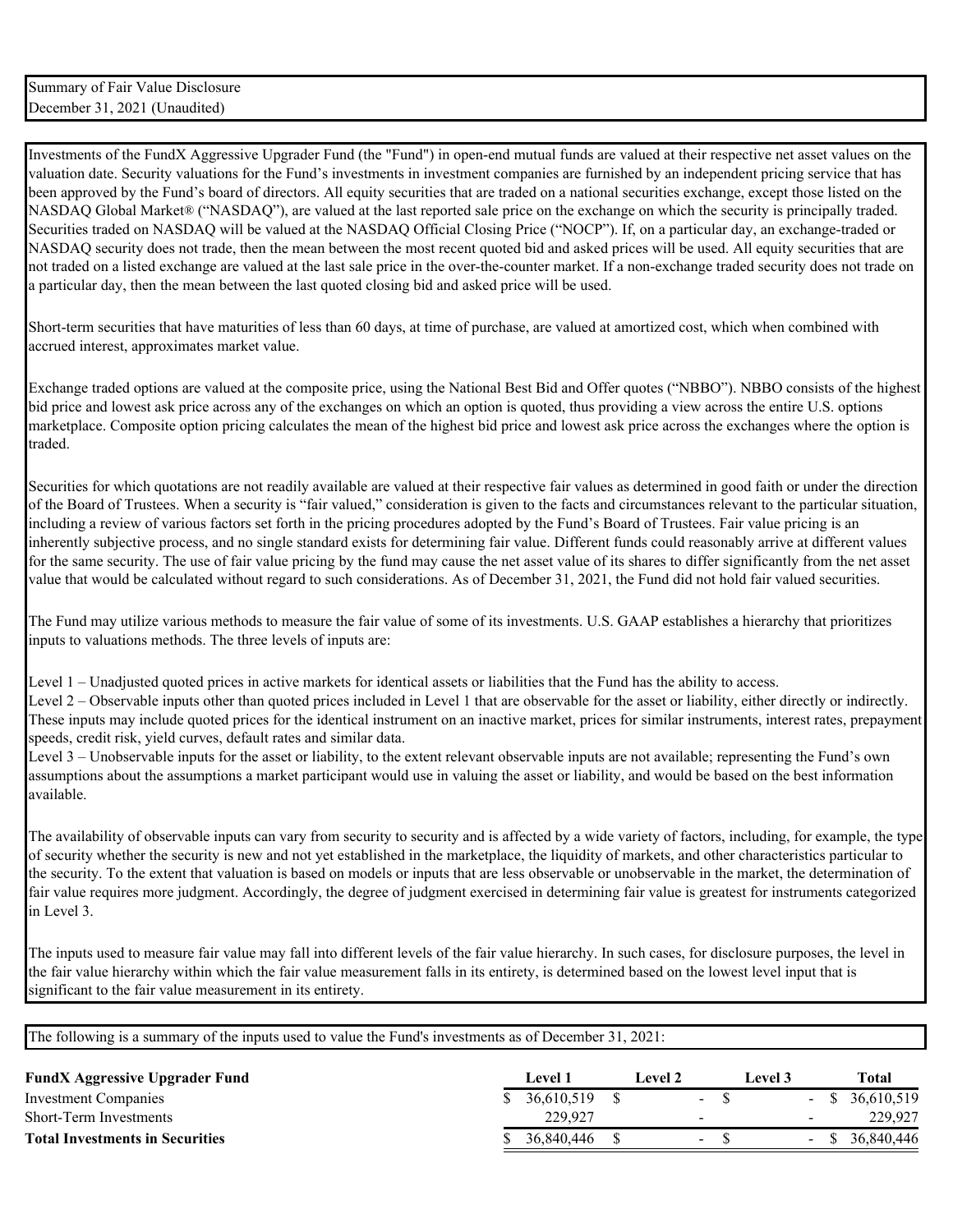Summary of Fair Value Disclosure
December 31, 2021 (Unaudited)

Investments of the FundX Aggressive Upgrader Fund (the "Fund") in open-end mutual funds are valued at their respective net asset values on the valuation date. Security valuations for the Fund's investments in investment companies are furnished by an independent pricing service that has been approved by the Fund's board of directors. All equity securities that are traded on a national securities exchange, except those listed on the NASDAQ Global Market® ("NASDAQ"), are valued at the last reported sale price on the exchange on which the security is principally traded. Securities traded on NASDAQ will be valued at the NASDAQ Official Closing Price ("NOCP"). If, on a particular day, an exchange-traded or NASDAQ security does not trade, then the mean between the most recent quoted bid and asked prices will be used. All equity securities that are not traded on a listed exchange are valued at the last sale price in the over-the-counter market. If a non-exchange traded security does not trade on a particular day, then the mean between the last quoted closing bid and asked price will be used.

Short-term securities that have maturities of less than 60 days, at time of purchase, are valued at amortized cost, which when combined with accrued interest, approximates market value.

Exchange traded options are valued at the composite price, using the National Best Bid and Offer quotes ("NBBO"). NBBO consists of the highest bid price and lowest ask price across any of the exchanges on which an option is quoted, thus providing a view across the entire U.S. options marketplace. Composite option pricing calculates the mean of the highest bid price and lowest ask price across the exchanges where the option is traded.

Securities for which quotations are not readily available are valued at their respective fair values as determined in good faith or under the direction of the Board of Trustees. When a security is "fair valued," consideration is given to the facts and circumstances relevant to the particular situation, including a review of various factors set forth in the pricing procedures adopted by the Fund's Board of Trustees. Fair value pricing is an inherently subjective process, and no single standard exists for determining fair value. Different funds could reasonably arrive at different values for the same security. The use of fair value pricing by the fund may cause the net asset value of its shares to differ significantly from the net asset value that would be calculated without regard to such considerations. As of December 31, 2021, the Fund did not hold fair valued securities.

The Fund may utilize various methods to measure the fair value of some of its investments. U.S. GAAP establishes a hierarchy that prioritizes inputs to valuations methods. The three levels of inputs are:

Level 1 – Unadjusted quoted prices in active markets for identical assets or liabilities that the Fund has the ability to access.
Level 2 – Observable inputs other than quoted prices included in Level 1 that are observable for the asset or liability, either directly or indirectly. These inputs may include quoted prices for the identical instrument on an inactive market, prices for similar instruments, interest rates, prepayment speeds, credit risk, yield curves, default rates and similar data.
Level 3 – Unobservable inputs for the asset or liability, to the extent relevant observable inputs are not available; representing the Fund's own assumptions about the assumptions a market participant would use in valuing the asset or liability, and would be based on the best information available.

The availability of observable inputs can vary from security to security and is affected by a wide variety of factors, including, for example, the type of security whether the security is new and not yet established in the marketplace, the liquidity of markets, and other characteristics particular to the security. To the extent that valuation is based on models or inputs that are less observable or unobservable in the market, the determination of fair value requires more judgment. Accordingly, the degree of judgment exercised in determining fair value is greatest for instruments categorized in Level 3.

The inputs used to measure fair value may fall into different levels of the fair value hierarchy. In such cases, for disclosure purposes, the level in the fair value hierarchy within which the fair value measurement falls in its entirety, is determined based on the lowest level input that is significant to the fair value measurement in its entirety.

The following is a summary of the inputs used to value the Fund's investments as of December 31, 2021:

| **FundX Aggressive Upgrader Fund** | **Level 1** | **Level 2** | **Level 3** | **Total** |
|---|---|---|---|---|
| Investment Companies | $ 36,610,519 | $ - | $ - | $ 36,610,519 |
| Short-Term Investments | 229,927 | - | - | 229,927 |
| **Total Investments in Securities** | $ 36,840,446 | $ - | $ - | $ 36,840,446 |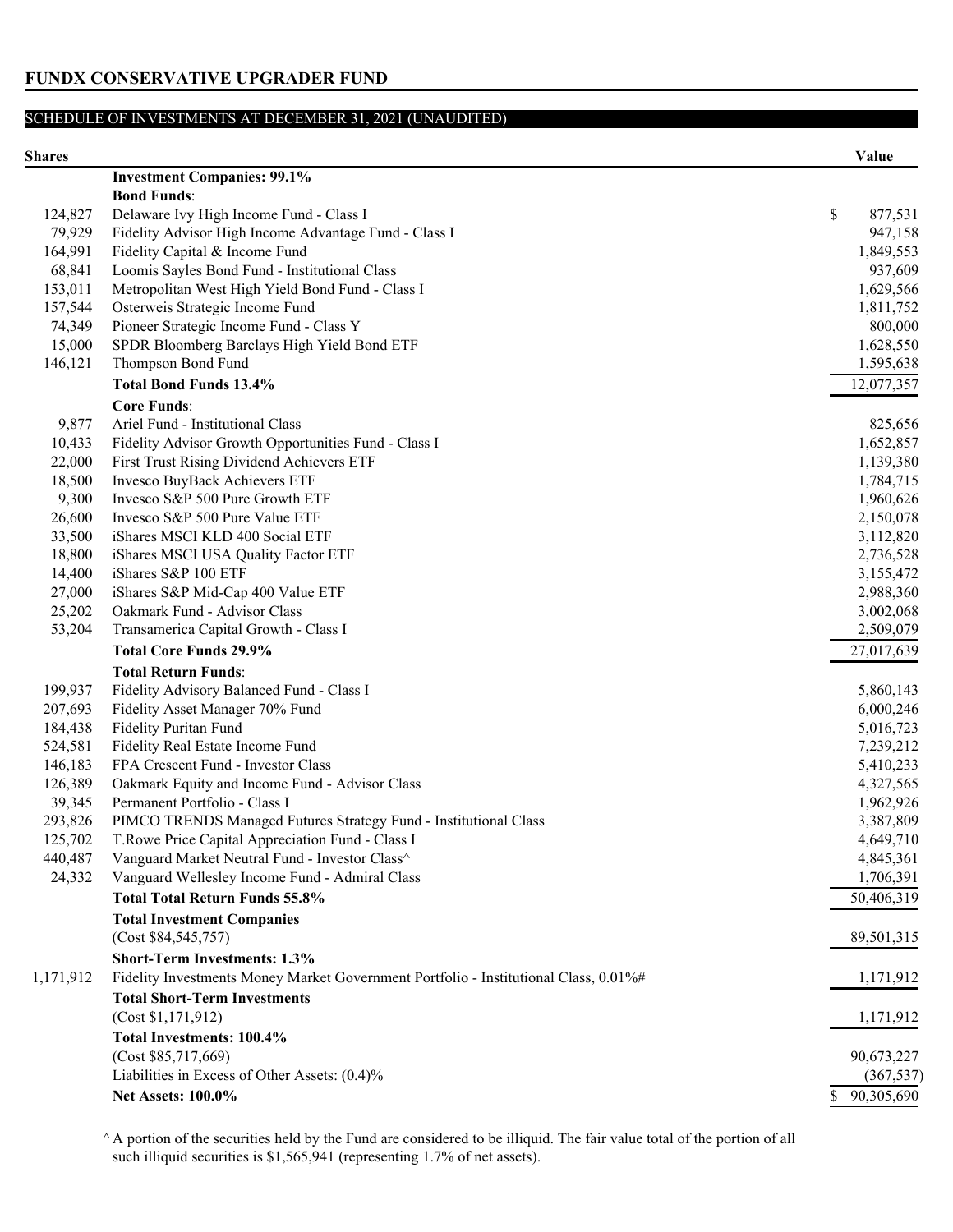# FUNDX CONSERVATIVE UPGRADER FUND

## SCHEDULE OF INVESTMENTS AT DECEMBER 31, 2021 (UNAUDITED)

| Shares | | Value |
|---|---|---|
| | **Investment Companies: 99.1%** | |
| | **Bond Funds**: | |
| 124,827 | Delaware Ivy High Income Fund - Class I | $ 877,531 |
| 79,929 | Fidelity Advisor High Income Advantage Fund - Class I | 947,158 |
| 164,991 | Fidelity Capital & Income Fund | 1,849,553 |
| 68,841 | Loomis Sayles Bond Fund - Institutional Class | 937,609 |
| 153,011 | Metropolitan West High Yield Bond Fund - Class I | 1,629,566 |
| 157,544 | Osterweis Strategic Income Fund | 1,811,752 |
| 74,349 | Pioneer Strategic Income Fund - Class Y | 800,000 |
| 15,000 | SPDR Bloomberg Barclays High Yield Bond ETF | 1,628,550 |
| 146,121 | Thompson Bond Fund | 1,595,638 |
| | **Total Bond Funds 13.4%** | 12,077,357 |
| | **Core Funds**: | |
| 9,877 | Ariel Fund - Institutional Class | 825,656 |
| 10,433 | Fidelity Advisor Growth Opportunities Fund - Class I | 1,652,857 |
| 22,000 | First Trust Rising Dividend Achievers ETF | 1,139,380 |
| 18,500 | Invesco BuyBack Achievers ETF | 1,784,715 |
| 9,300 | Invesco S&P 500 Pure Growth ETF | 1,960,626 |
| 26,600 | Invesco S&P 500 Pure Value ETF | 2,150,078 |
| 33,500 | iShares MSCI KLD 400 Social ETF | 3,112,820 |
| 18,800 | iShares MSCI USA Quality Factor ETF | 2,736,528 |
| 14,400 | iShares S&P 100 ETF | 3,155,472 |
| 27,000 | iShares S&P Mid-Cap 400 Value ETF | 2,988,360 |
| 25,202 | Oakmark Fund - Advisor Class | 3,002,068 |
| 53,204 | Transamerica Capital Growth - Class I | 2,509,079 |
| | **Total Core Funds 29.9%** | 27,017,639 |
| | **Total Return Funds**: | |
| 199,937 | Fidelity Advisory Balanced Fund - Class I | 5,860,143 |
| 207,693 | Fidelity Asset Manager 70% Fund | 6,000,246 |
| 184,438 | Fidelity Puritan Fund | 5,016,723 |
| 524,581 | Fidelity Real Estate Income Fund | 7,239,212 |
| 146,183 | FPA Crescent Fund - Investor Class | 5,410,233 |
| 126,389 | Oakmark Equity and Income Fund - Advisor Class | 4,327,565 |
| 39,345 | Permanent Portfolio - Class I | 1,962,926 |
| 293,826 | PIMCO TRENDS Managed Futures Strategy Fund - Institutional Class | 3,387,809 |
| 125,702 | T.Rowe Price Capital Appreciation Fund - Class I | 4,649,710 |
| 440,487 | Vanguard Market Neutral Fund - Investor Class^ | 4,845,361 |
| 24,332 | Vanguard Wellesley Income Fund - Admiral Class | 1,706,391 |
| | **Total Total Return Funds 55.8%** | 50,406,319 |
| | **Total Investment Companies** (Cost $84,545,757) | 89,501,315 |
| | **Short-Term Investments: 1.3%** | |
| 1,171,912 | Fidelity Investments Money Market Government Portfolio - Institutional Class, 0.01%# | 1,171,912 |
| | **Total Short-Term Investments** (Cost $1,171,912) | 1,171,912 |
| | **Total Investments: 100.4%** (Cost $85,717,669) | 90,673,227 |
| | Liabilities in Excess of Other Assets: (0.4)% | (367,537) |
| | **Net Assets: 100.0%** | $ 90,305,690 |

^ A portion of the securities held by the Fund are considered to be illiquid. The fair value total of the portion of all such illiquid securities is $1,565,941 (representing 1.7% of net assets).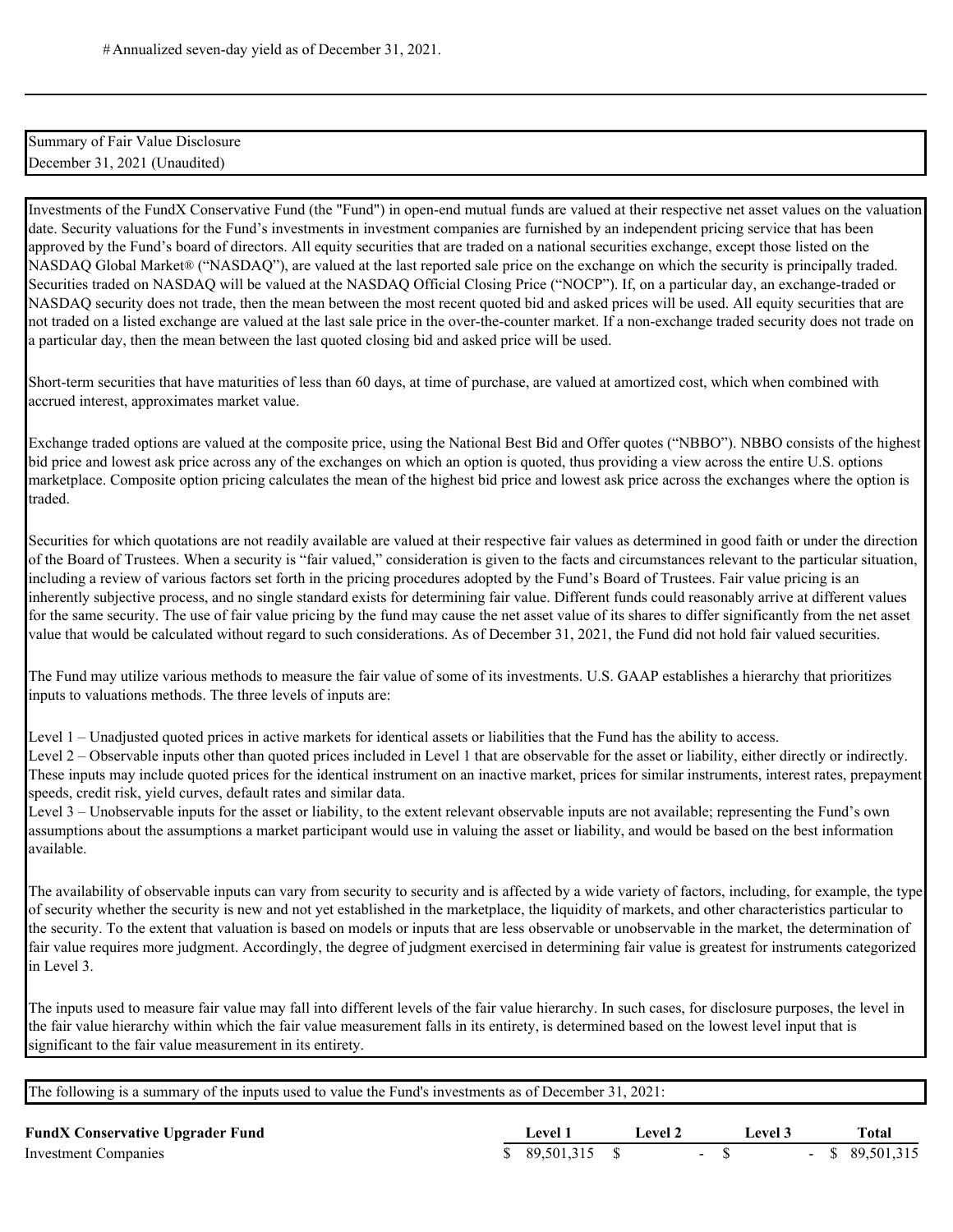# Annualized seven-day yield as of December 31, 2021.

Summary of Fair Value Disclosure
December 31, 2021 (Unaudited)

Investments of the FundX Conservative Fund (the "Fund") in open-end mutual funds are valued at their respective net asset values on the valuation date. Security valuations for the Fund's investments in investment companies are furnished by an independent pricing service that has been approved by the Fund's board of directors. All equity securities that are traded on a national securities exchange, except those listed on the NASDAQ Global Market® ("NASDAQ"), are valued at the last reported sale price on the exchange on which the security is principally traded. Securities traded on NASDAQ will be valued at the NASDAQ Official Closing Price ("NOCP"). If, on a particular day, an exchange-traded or NASDAQ security does not trade, then the mean between the most recent quoted bid and asked prices will be used. All equity securities that are not traded on a listed exchange are valued at the last sale price in the over-the-counter market. If a non-exchange traded security does not trade on a particular day, then the mean between the last quoted closing bid and asked price will be used.

Short-term securities that have maturities of less than 60 days, at time of purchase, are valued at amortized cost, which when combined with accrued interest, approximates market value.

Exchange traded options are valued at the composite price, using the National Best Bid and Offer quotes ("NBBO"). NBBO consists of the highest bid price and lowest ask price across any of the exchanges on which an option is quoted, thus providing a view across the entire U.S. options marketplace. Composite option pricing calculates the mean of the highest bid price and lowest ask price across the exchanges where the option is traded.

Securities for which quotations are not readily available are valued at their respective fair values as determined in good faith or under the direction of the Board of Trustees. When a security is "fair valued," consideration is given to the facts and circumstances relevant to the particular situation, including a review of various factors set forth in the pricing procedures adopted by the Fund's Board of Trustees. Fair value pricing is an inherently subjective process, and no single standard exists for determining fair value. Different funds could reasonably arrive at different values for the same security. The use of fair value pricing by the fund may cause the net asset value of its shares to differ significantly from the net asset value that would be calculated without regard to such considerations. As of December 31, 2021, the Fund did not hold fair valued securities.

The Fund may utilize various methods to measure the fair value of some of its investments. U.S. GAAP establishes a hierarchy that prioritizes inputs to valuations methods. The three levels of inputs are:

Level 1 – Unadjusted quoted prices in active markets for identical assets or liabilities that the Fund has the ability to access.
Level 2 – Observable inputs other than quoted prices included in Level 1 that are observable for the asset or liability, either directly or indirectly. These inputs may include quoted prices for the identical instrument on an inactive market, prices for similar instruments, interest rates, prepayment speeds, credit risk, yield curves, default rates and similar data.
Level 3 – Unobservable inputs for the asset or liability, to the extent relevant observable inputs are not available; representing the Fund's own assumptions about the assumptions a market participant would use in valuing the asset or liability, and would be based on the best information available.

The availability of observable inputs can vary from security to security and is affected by a wide variety of factors, including, for example, the type of security whether the security is new and not yet established in the marketplace, the liquidity of markets, and other characteristics particular to the security. To the extent that valuation is based on models or inputs that are less observable or unobservable in the market, the determination of fair value requires more judgment. Accordingly, the degree of judgment exercised in determining fair value is greatest for instruments categorized in Level 3.

The inputs used to measure fair value may fall into different levels of the fair value hierarchy. In such cases, for disclosure purposes, the level in the fair value hierarchy within which the fair value measurement falls in its entirety, is determined based on the lowest level input that is significant to the fair value measurement in its entirety.

The following is a summary of the inputs used to value the Fund's investments as of December 31, 2021:

| **FundX Conservative Upgrader Fund** | **Level 1** | **Level 2** | **Level 3** | **Total** |
|---|---|---|---|---|
| Investment Companies | $ 89,501,315 | $ - | $ - | $ 89,501,315 |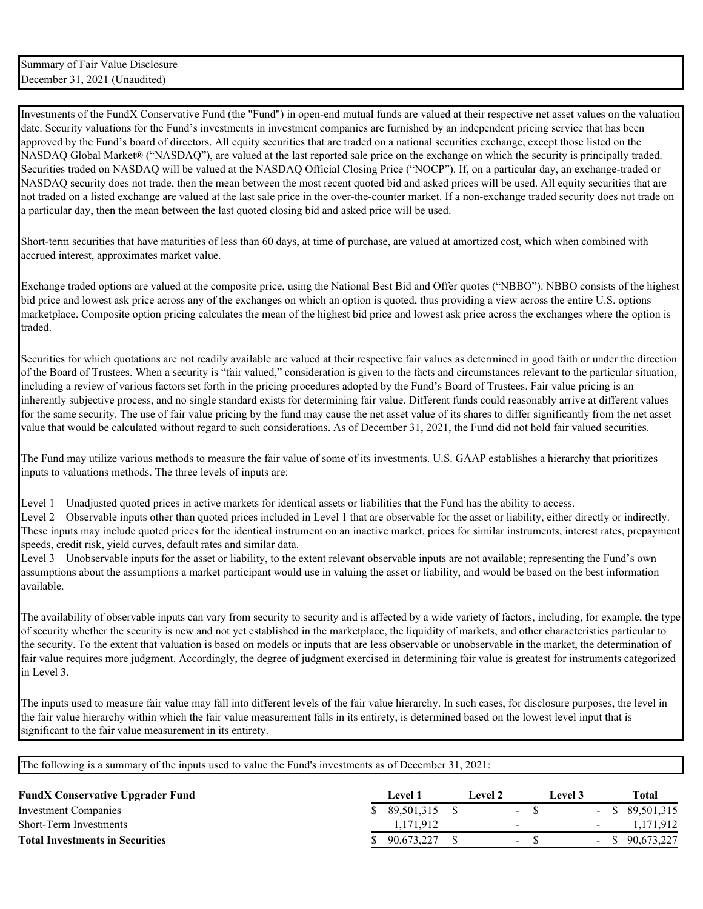Summary of Fair Value Disclosure
December 31, 2021 (Unaudited)

Investments of the FundX Conservative Fund (the "Fund") in open-end mutual funds are valued at their respective net asset values on the valuation date. Security valuations for the Fund's investments in investment companies are furnished by an independent pricing service that has been approved by the Fund's board of directors. All equity securities that are traded on a national securities exchange, except those listed on the NASDAQ Global Market® ("NASDAQ"), are valued at the last reported sale price on the exchange on which the security is principally traded. Securities traded on NASDAQ will be valued at the NASDAQ Official Closing Price ("NOCP"). If, on a particular day, an exchange-traded or NASDAQ security does not trade, then the mean between the most recent quoted bid and asked prices will be used. All equity securities that are not traded on a listed exchange are valued at the last sale price in the over-the-counter market. If a non-exchange traded security does not trade on a particular day, then the mean between the last quoted closing bid and asked price will be used.

Short-term securities that have maturities of less than 60 days, at time of purchase, are valued at amortized cost, which when combined with accrued interest, approximates market value.

Exchange traded options are valued at the composite price, using the National Best Bid and Offer quotes ("NBBO"). NBBO consists of the highest bid price and lowest ask price across any of the exchanges on which an option is quoted, thus providing a view across the entire U.S. options marketplace. Composite option pricing calculates the mean of the highest bid price and lowest ask price across the exchanges where the option is traded.

Securities for which quotations are not readily available are valued at their respective fair values as determined in good faith or under the direction of the Board of Trustees. When a security is "fair valued," consideration is given to the facts and circumstances relevant to the particular situation, including a review of various factors set forth in the pricing procedures adopted by the Fund's Board of Trustees. Fair value pricing is an inherently subjective process, and no single standard exists for determining fair value. Different funds could reasonably arrive at different values for the same security. The use of fair value pricing by the fund may cause the net asset value of its shares to differ significantly from the net asset value that would be calculated without regard to such considerations. As of December 31, 2021, the Fund did not hold fair valued securities.

The Fund may utilize various methods to measure the fair value of some of its investments. U.S. GAAP establishes a hierarchy that prioritizes inputs to valuations methods. The three levels of inputs are:

Level 1 – Unadjusted quoted prices in active markets for identical assets or liabilities that the Fund has the ability to access.
Level 2 – Observable inputs other than quoted prices included in Level 1 that are observable for the asset or liability, either directly or indirectly. These inputs may include quoted prices for the identical instrument on an inactive market, prices for similar instruments, interest rates, prepayment speeds, credit risk, yield curves, default rates and similar data.
Level 3 – Unobservable inputs for the asset or liability, to the extent relevant observable inputs are not available; representing the Fund's own assumptions about the assumptions a market participant would use in valuing the asset or liability, and would be based on the best information available.

The availability of observable inputs can vary from security to security and is affected by a wide variety of factors, including, for example, the type of security whether the security is new and not yet established in the marketplace, the liquidity of markets, and other characteristics particular to the security. To the extent that valuation is based on models or inputs that are less observable or unobservable in the market, the determination of fair value requires more judgment. Accordingly, the degree of judgment exercised in determining fair value is greatest for instruments categorized in Level 3.

The inputs used to measure fair value may fall into different levels of the fair value hierarchy. In such cases, for disclosure purposes, the level in the fair value hierarchy within which the fair value measurement falls in its entirety, is determined based on the lowest level input that is significant to the fair value measurement in its entirety.

The following is a summary of the inputs used to value the Fund's investments as of December 31, 2021:

| **FundX Conservative Upgrader Fund** | **Level 1** | **Level 2** | **Level 3** | **Total** |
|---|---|---|---|---|
| Investment Companies | $ 89,501,315 | $ - | $ - | $ 89,501,315 |
| Short-Term Investments | 1,171,912 | - | - | 1,171,912 |
| **Total Investments in Securities** | $ 90,673,227 | $ - | $ - | $ 90,673,227 |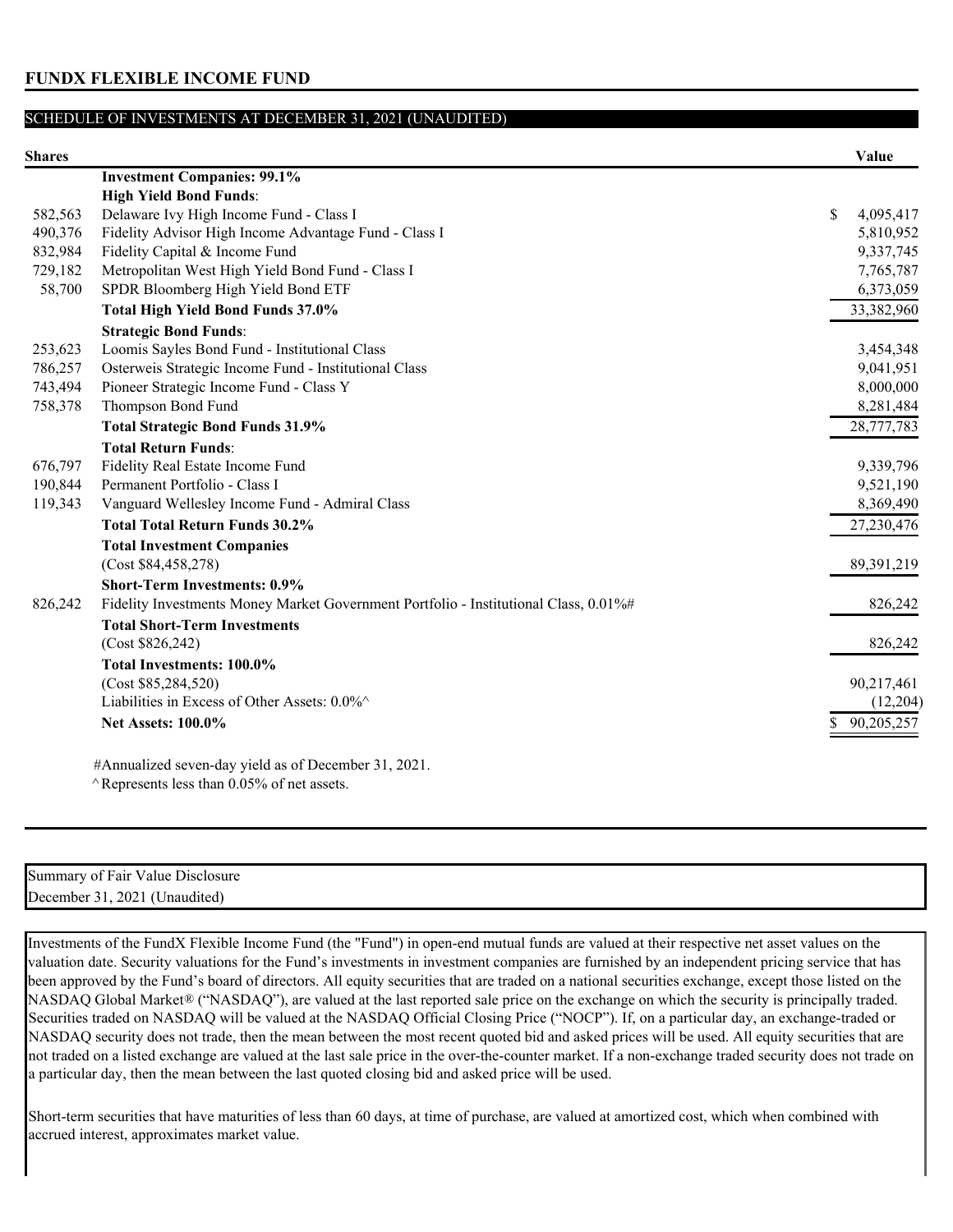## FUNDX FLEXIBLE INCOME FUND

### SCHEDULE OF INVESTMENTS AT DECEMBER 31, 2021 (UNAUDITED)

| Shares | | Value |
|---|---|---|
| | **Investment Companies: 99.1%** | |
| | **High Yield Bond Funds**: | |
| 582,563 | Delaware Ivy High Income Fund - Class I | $ 4,095,417 |
| 490,376 | Fidelity Advisor High Income Advantage Fund - Class I | 5,810,952 |
| 832,984 | Fidelity Capital & Income Fund | 9,337,745 |
| 729,182 | Metropolitan West High Yield Bond Fund - Class I | 7,765,787 |
| 58,700 | SPDR Bloomberg High Yield Bond ETF | 6,373,059 |
| | **Total High Yield Bond Funds 37.0%** | 33,382,960 |
| | **Strategic Bond Funds**: | |
| 253,623 | Loomis Sayles Bond Fund - Institutional Class | 3,454,348 |
| 786,257 | Osterweis Strategic Income Fund - Institutional Class | 9,041,951 |
| 743,494 | Pioneer Strategic Income Fund - Class Y | 8,000,000 |
| 758,378 | Thompson Bond Fund | 8,281,484 |
| | **Total Strategic Bond Funds 31.9%** | 28,777,783 |
| | **Total Return Funds**: | |
| 676,797 | Fidelity Real Estate Income Fund | 9,339,796 |
| 190,844 | Permanent Portfolio - Class I | 9,521,190 |
| 119,343 | Vanguard Wellesley Income Fund - Admiral Class | 8,369,490 |
| | **Total Total Return Funds 30.2%** | 27,230,476 |
| | **Total Investment Companies** | |
| | (Cost $84,458,278) | 89,391,219 |
| | **Short-Term Investments: 0.9%** | |
| 826,242 | Fidelity Investments Money Market Government Portfolio - Institutional Class, 0.01%# | 826,242 |
| | **Total Short-Term Investments** | |
| | (Cost $826,242) | 826,242 |
| | **Total Investments: 100.0%** | |
| | (Cost $85,284,520) | 90,217,461 |
| | Liabilities in Excess of Other Assets: 0.0%^ | (12,204) |
| | **Net Assets: 100.0%** | $ 90,205,257 |

#Annualized seven-day yield as of December 31, 2021.

^ Represents less than 0.05% of net assets.

Summary of Fair Value Disclosure
December 31, 2021 (Unaudited)

Investments of the FundX Flexible Income Fund (the "Fund") in open-end mutual funds are valued at their respective net asset values on the valuation date. Security valuations for the Fund's investments in investment companies are furnished by an independent pricing service that has been approved by the Fund's board of directors. All equity securities that are traded on a national securities exchange, except those listed on the NASDAQ Global Market® ("NASDAQ"), are valued at the last reported sale price on the exchange on which the security is principally traded. Securities traded on NASDAQ will be valued at the NASDAQ Official Closing Price ("NOCP"). If, on a particular day, an exchange-traded or NASDAQ security does not trade, then the mean between the most recent quoted bid and asked prices will be used. All equity securities that are not traded on a listed exchange are valued at the last sale price in the over-the-counter market. If a non-exchange traded security does not trade on a particular day, then the mean between the last quoted closing bid and asked price will be used.

Short-term securities that have maturities of less than 60 days, at time of purchase, are valued at amortized cost, which when combined with accrued interest, approximates market value.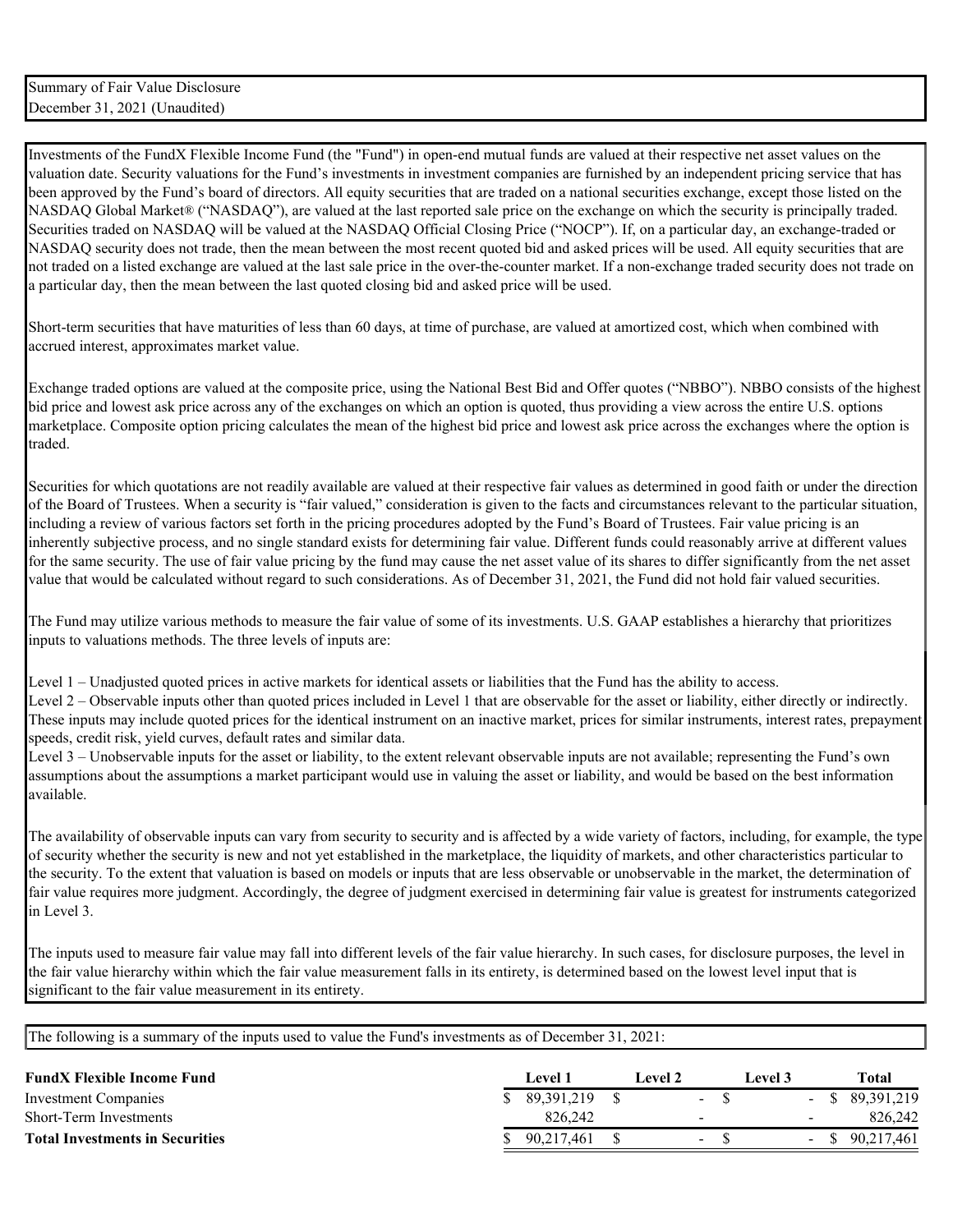Summary of Fair Value Disclosure
December 31, 2021 (Unaudited)

Investments of the FundX Flexible Income Fund (the "Fund") in open-end mutual funds are valued at their respective net asset values on the valuation date. Security valuations for the Fund's investments in investment companies are furnished by an independent pricing service that has been approved by the Fund's board of directors. All equity securities that are traded on a national securities exchange, except those listed on the NASDAQ Global Market® ("NASDAQ"), are valued at the last reported sale price on the exchange on which the security is principally traded. Securities traded on NASDAQ will be valued at the NASDAQ Official Closing Price ("NOCP"). If, on a particular day, an exchange-traded or NASDAQ security does not trade, then the mean between the most recent quoted bid and asked prices will be used. All equity securities that are not traded on a listed exchange are valued at the last sale price in the over-the-counter market. If a non-exchange traded security does not trade on a particular day, then the mean between the last quoted closing bid and asked price will be used.

Short-term securities that have maturities of less than 60 days, at time of purchase, are valued at amortized cost, which when combined with accrued interest, approximates market value.

Exchange traded options are valued at the composite price, using the National Best Bid and Offer quotes ("NBBO"). NBBO consists of the highest bid price and lowest ask price across any of the exchanges on which an option is quoted, thus providing a view across the entire U.S. options marketplace. Composite option pricing calculates the mean of the highest bid price and lowest ask price across the exchanges where the option is traded.

Securities for which quotations are not readily available are valued at their respective fair values as determined in good faith or under the direction of the Board of Trustees. When a security is "fair valued," consideration is given to the facts and circumstances relevant to the particular situation, including a review of various factors set forth in the pricing procedures adopted by the Fund's Board of Trustees. Fair value pricing is an inherently subjective process, and no single standard exists for determining fair value. Different funds could reasonably arrive at different values for the same security. The use of fair value pricing by the fund may cause the net asset value of its shares to differ significantly from the net asset value that would be calculated without regard to such considerations. As of December 31, 2021, the Fund did not hold fair valued securities.

The Fund may utilize various methods to measure the fair value of some of its investments. U.S. GAAP establishes a hierarchy that prioritizes inputs to valuations methods. The three levels of inputs are:

Level 1 – Unadjusted quoted prices in active markets for identical assets or liabilities that the Fund has the ability to access.
Level 2 – Observable inputs other than quoted prices included in Level 1 that are observable for the asset or liability, either directly or indirectly. These inputs may include quoted prices for the identical instrument on an inactive market, prices for similar instruments, interest rates, prepayment speeds, credit risk, yield curves, default rates and similar data.
Level 3 – Unobservable inputs for the asset or liability, to the extent relevant observable inputs are not available; representing the Fund's own assumptions about the assumptions a market participant would use in valuing the asset or liability, and would be based on the best information available.

The availability of observable inputs can vary from security to security and is affected by a wide variety of factors, including, for example, the type of security whether the security is new and not yet established in the marketplace, the liquidity of markets, and other characteristics particular to the security. To the extent that valuation is based on models or inputs that are less observable or unobservable in the market, the determination of fair value requires more judgment. Accordingly, the degree of judgment exercised in determining fair value is greatest for instruments categorized in Level 3.

The inputs used to measure fair value may fall into different levels of the fair value hierarchy. In such cases, for disclosure purposes, the level in the fair value hierarchy within which the fair value measurement falls in its entirety, is determined based on the lowest level input that is significant to the fair value measurement in its entirety.

The following is a summary of the inputs used to value the Fund's investments as of December 31, 2021:

| **FundX Flexible Income Fund** | **Level 1** | **Level 2** | **Level 3** | **Total** |
|---|---|---|---|---|
| Investment Companies | $ 89,391,219 | $ - | $ - | $ 89,391,219 |
| Short-Term Investments | 826,242 | - | - | 826,242 |
| **Total Investments in Securities** | $ 90,217,461 | $ - | $ - | $ 90,217,461 |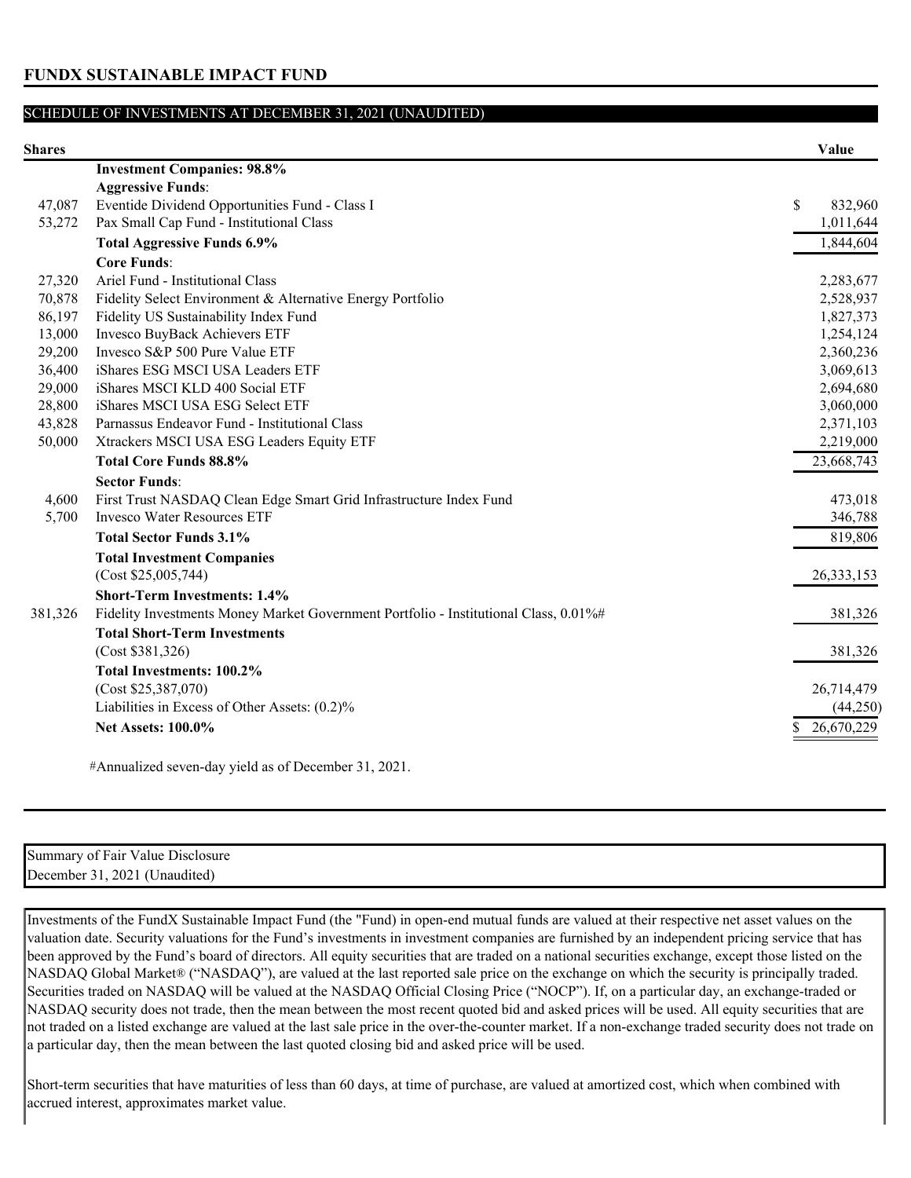## FUNDX SUSTAINABLE IMPACT FUND

SCHEDULE OF INVESTMENTS AT DECEMBER 31, 2021 (UNAUDITED)

| Shares | | Value |
|---|---|---|
| | **Investment Companies: 98.8%** | |
| | **Aggressive Funds**: | |
| 47,087 | Eventide Dividend Opportunities Fund - Class I | $ 832,960 |
| 53,272 | Pax Small Cap Fund - Institutional Class | 1,011,644 |
| | **Total Aggressive Funds 6.9%** | 1,844,604 |
| | **Core Funds**: | |
| 27,320 | Ariel Fund - Institutional Class | 2,283,677 |
| 70,878 | Fidelity Select Environment & Alternative Energy Portfolio | 2,528,937 |
| 86,197 | Fidelity US Sustainability Index Fund | 1,827,373 |
| 13,000 | Invesco BuyBack Achievers ETF | 1,254,124 |
| 29,200 | Invesco S&P 500 Pure Value ETF | 2,360,236 |
| 36,400 | iShares ESG MSCI USA Leaders ETF | 3,069,613 |
| 29,000 | iShares MSCI KLD 400 Social ETF | 2,694,680 |
| 28,800 | iShares MSCI USA ESG Select ETF | 3,060,000 |
| 43,828 | Parnassus Endeavor Fund - Institutional Class | 2,371,103 |
| 50,000 | Xtrackers MSCI USA ESG Leaders Equity ETF | 2,219,000 |
| | **Total Core Funds 88.8%** | 23,668,743 |
| | **Sector Funds**: | |
| 4,600 | First Trust NASDAQ Clean Edge Smart Grid Infrastructure Index Fund | 473,018 |
| 5,700 | Invesco Water Resources ETF | 346,788 |
| | **Total Sector Funds 3.1%** | 819,806 |
| | **Total Investment Companies** | |
| | (Cost $25,005,744) | 26,333,153 |
| | **Short-Term Investments: 1.4%** | |
| 381,326 | Fidelity Investments Money Market Government Portfolio - Institutional Class, 0.01%# | 381,326 |
| | **Total Short-Term Investments** | |
| | (Cost $381,326) | 381,326 |
| | **Total Investments: 100.2%** | |
| | (Cost $25,387,070) | 26,714,479 |
| | Liabilities in Excess of Other Assets: (0.2)% | (44,250) |
| | **Net Assets: 100.0%** | $ 26,670,229 |

#Annualized seven-day yield as of December 31, 2021.

Summary of Fair Value Disclosure
December 31, 2021 (Unaudited)

Investments of the FundX Sustainable Impact Fund (the "Fund) in open-end mutual funds are valued at their respective net asset values on the valuation date. Security valuations for the Fund's investments in investment companies are furnished by an independent pricing service that has been approved by the Fund's board of directors. All equity securities that are traded on a national securities exchange, except those listed on the NASDAQ Global Market® ("NASDAQ"), are valued at the last reported sale price on the exchange on which the security is principally traded. Securities traded on NASDAQ will be valued at the NASDAQ Official Closing Price ("NOCP"). If, on a particular day, an exchange-traded or NASDAQ security does not trade, then the mean between the most recent quoted bid and asked prices will be used. All equity securities that are not traded on a listed exchange are valued at the last sale price in the over-the-counter market. If a non-exchange traded security does not trade on a particular day, then the mean between the last quoted closing bid and asked price will be used.

Short-term securities that have maturities of less than 60 days, at time of purchase, are valued at amortized cost, which when combined with accrued interest, approximates market value.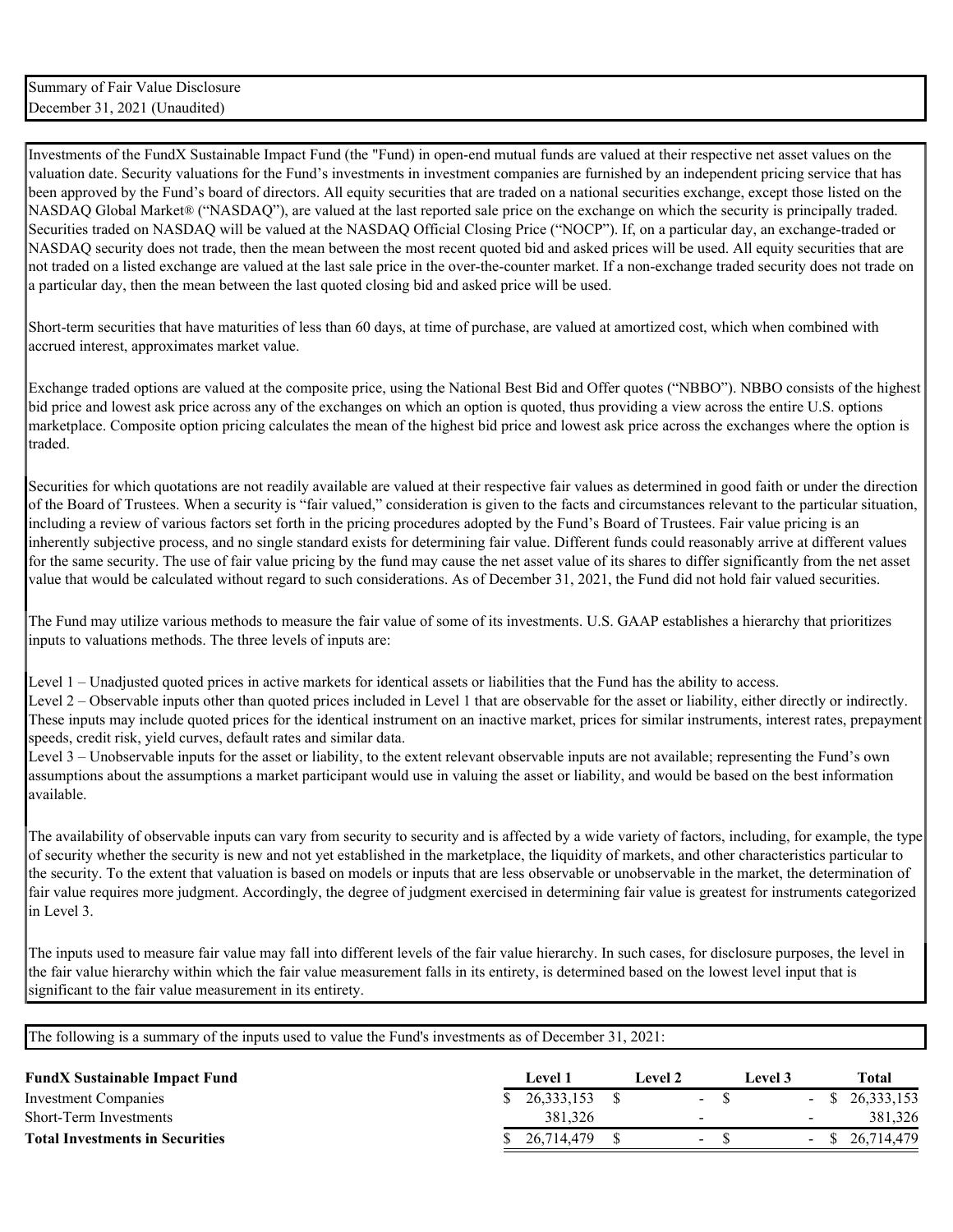Summary of Fair Value Disclosure
December 31, 2021 (Unaudited)

Investments of the FundX Sustainable Impact Fund (the "Fund) in open-end mutual funds are valued at their respective net asset values on the valuation date. Security valuations for the Fund's investments in investment companies are furnished by an independent pricing service that has been approved by the Fund's board of directors. All equity securities that are traded on a national securities exchange, except those listed on the NASDAQ Global Market® ("NASDAQ"), are valued at the last reported sale price on the exchange on which the security is principally traded. Securities traded on NASDAQ will be valued at the NASDAQ Official Closing Price ("NOCP"). If, on a particular day, an exchange-traded or NASDAQ security does not trade, then the mean between the most recent quoted bid and asked prices will be used. All equity securities that are not traded on a listed exchange are valued at the last sale price in the over-the-counter market. If a non-exchange traded security does not trade on a particular day, then the mean between the last quoted closing bid and asked price will be used.

Short-term securities that have maturities of less than 60 days, at time of purchase, are valued at amortized cost, which when combined with accrued interest, approximates market value.

Exchange traded options are valued at the composite price, using the National Best Bid and Offer quotes ("NBBO"). NBBO consists of the highest bid price and lowest ask price across any of the exchanges on which an option is quoted, thus providing a view across the entire U.S. options marketplace. Composite option pricing calculates the mean of the highest bid price and lowest ask price across the exchanges where the option is traded.

Securities for which quotations are not readily available are valued at their respective fair values as determined in good faith or under the direction of the Board of Trustees. When a security is "fair valued," consideration is given to the facts and circumstances relevant to the particular situation, including a review of various factors set forth in the pricing procedures adopted by the Fund's Board of Trustees. Fair value pricing is an inherently subjective process, and no single standard exists for determining fair value. Different funds could reasonably arrive at different values for the same security. The use of fair value pricing by the fund may cause the net asset value of its shares to differ significantly from the net asset value that would be calculated without regard to such considerations. As of December 31, 2021, the Fund did not hold fair valued securities.

The Fund may utilize various methods to measure the fair value of some of its investments. U.S. GAAP establishes a hierarchy that prioritizes inputs to valuations methods. The three levels of inputs are:

Level 1 – Unadjusted quoted prices in active markets for identical assets or liabilities that the Fund has the ability to access.
Level 2 – Observable inputs other than quoted prices included in Level 1 that are observable for the asset or liability, either directly or indirectly. These inputs may include quoted prices for the identical instrument on an inactive market, prices for similar instruments, interest rates, prepayment speeds, credit risk, yield curves, default rates and similar data.
Level 3 – Unobservable inputs for the asset or liability, to the extent relevant observable inputs are not available; representing the Fund's own assumptions about the assumptions a market participant would use in valuing the asset or liability, and would be based on the best information available.

The availability of observable inputs can vary from security to security and is affected by a wide variety of factors, including, for example, the type of security whether the security is new and not yet established in the marketplace, the liquidity of markets, and other characteristics particular to the security. To the extent that valuation is based on models or inputs that are less observable or unobservable in the market, the determination of fair value requires more judgment. Accordingly, the degree of judgment exercised in determining fair value is greatest for instruments categorized in Level 3.

The inputs used to measure fair value may fall into different levels of the fair value hierarchy. In such cases, for disclosure purposes, the level in the fair value hierarchy within which the fair value measurement falls in its entirety, is determined based on the lowest level input that is significant to the fair value measurement in its entirety.

The following is a summary of the inputs used to value the Fund's investments as of December 31, 2021:

| **FundX Sustainable Impact Fund** | **Level 1** | **Level 2** | **Level 3** | **Total** |
|---|---|---|---|---|
| Investment Companies | $ 26,333,153 | $ - | $ - | $ 26,333,153 |
| Short-Term Investments | 381,326 | - | - | 381,326 |
| **Total Investments in Securities** | $ 26,714,479 | $ - | $ - | $ 26,714,479 |